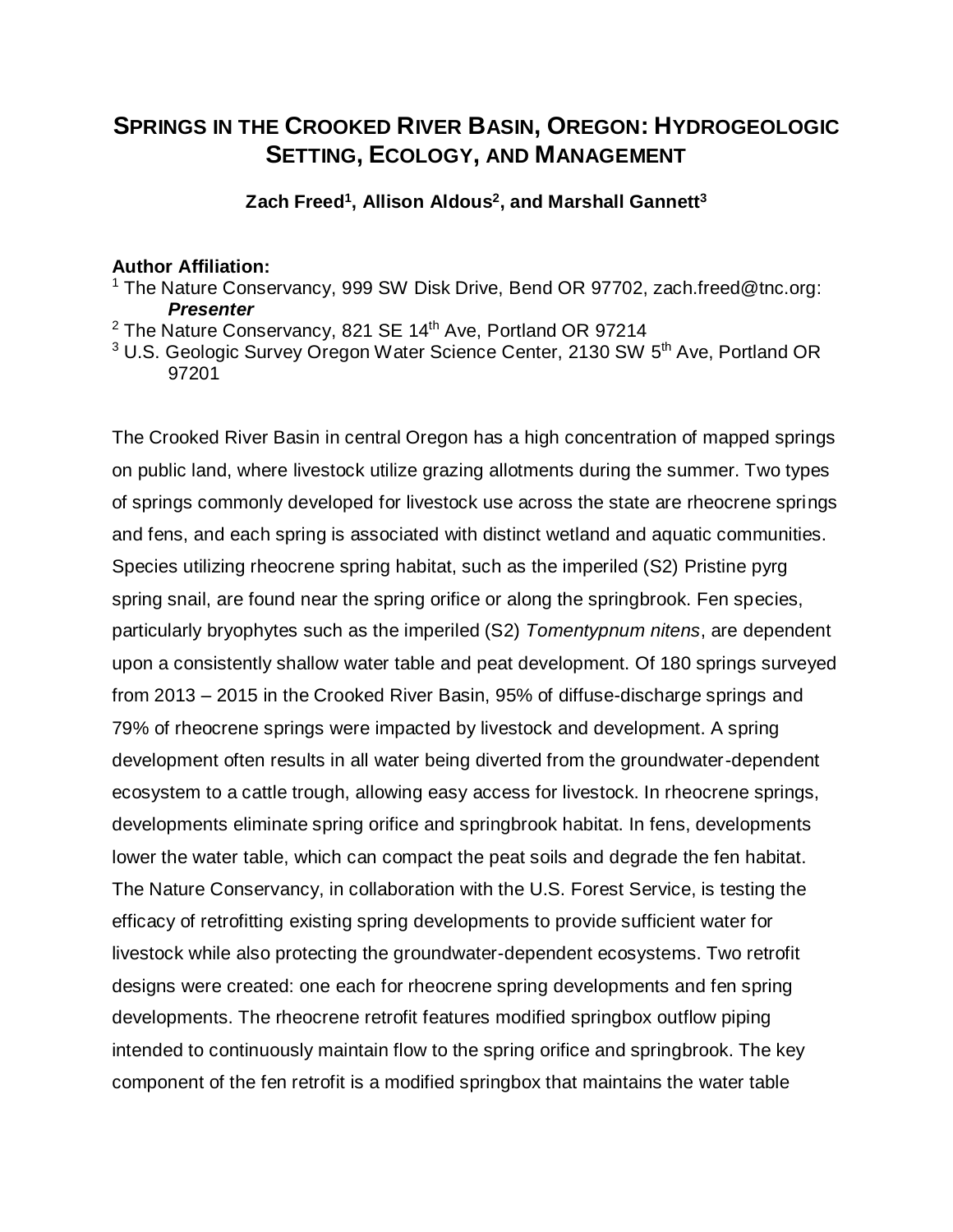# SPRINGS IN THE CROOKED RIVER BASIN, OREGON: HYDROGEOLOGIC SETTING, ECOLOGY, AND MANAGEMENT

**Zach Freed[1], Allison Aldous[2], and Marshall Gannett[3]**

**Author Affiliation:**

[1] The Nature Conservancy, 999 SW Disk Drive, Bend OR 97702, zach.freed@tnc.org: ***Presenter***

[2] The Nature Conservancy, 821 SE 14th Ave, Portland OR 97214

[3] U.S. Geologic Survey Oregon Water Science Center, 2130 SW 5th Ave, Portland OR 97201

The Crooked River Basin in central Oregon has a high concentration of mapped springs on public land, where livestock utilize grazing allotments during the summer. Two types of springs commonly developed for livestock use across the state are rheocrene springs and fens, and each spring is associated with distinct wetland and aquatic communities. Species utilizing rheocrene spring habitat, such as the imperiled (S2) Pristine pyrg spring snail, are found near the spring orifice or along the springbrook. Fen species, particularly bryophytes such as the imperiled (S2) *Tomentypnum nitens*, are dependent upon a consistently shallow water table and peat development. Of 180 springs surveyed from 2013 – 2015 in the Crooked River Basin, 95% of diffuse-discharge springs and 79% of rheocrene springs were impacted by livestock and development. A spring development often results in all water being diverted from the groundwater-dependent ecosystem to a cattle trough, allowing easy access for livestock. In rheocrene springs, developments eliminate spring orifice and springbrook habitat. In fens, developments lower the water table, which can compact the peat soils and degrade the fen habitat. The Nature Conservancy, in collaboration with the U.S. Forest Service, is testing the efficacy of retrofitting existing spring developments to provide sufficient water for livestock while also protecting the groundwater-dependent ecosystems. Two retrofit designs were created: one each for rheocrene spring developments and fen spring developments. The rheocrene retrofit features modified springbox outflow piping intended to continuously maintain flow to the spring orifice and springbrook. The key component of the fen retrofit is a modified springbox that maintains the water table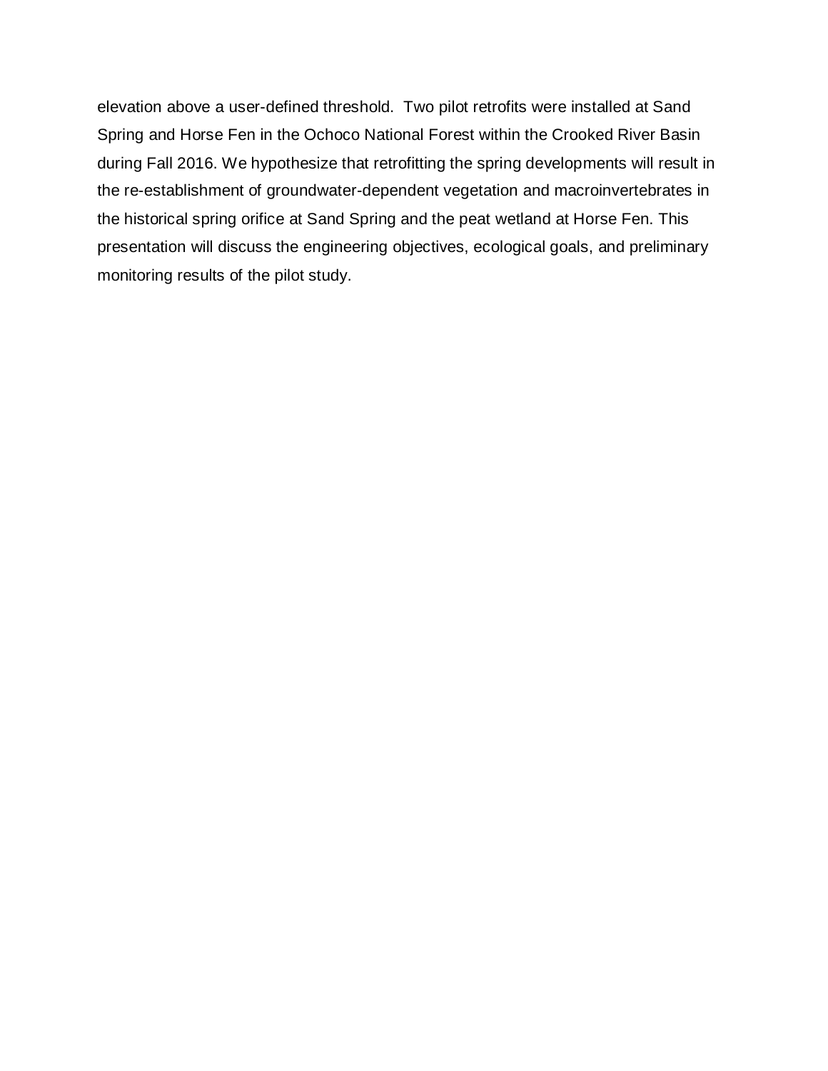elevation above a user-defined threshold. Two pilot retrofits were installed at Sand Spring and Horse Fen in the Ochoco National Forest within the Crooked River Basin during Fall 2016. We hypothesize that retrofitting the spring developments will result in the re-establishment of groundwater-dependent vegetation and macroinvertebrates in the historical spring orifice at Sand Spring and the peat wetland at Horse Fen. This presentation will discuss the engineering objectives, ecological goals, and preliminary monitoring results of the pilot study.